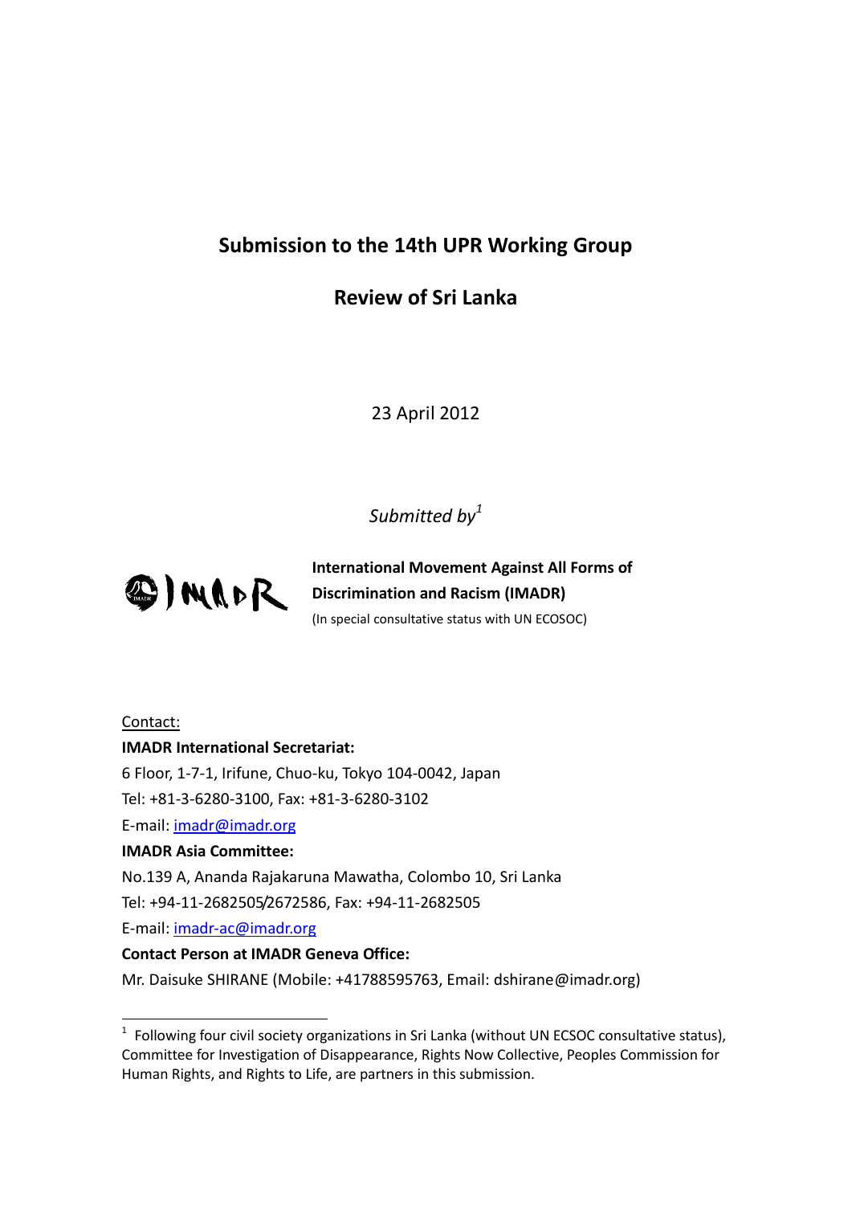# Submission to the 14th UPR Working Group

## Review of Sri Lanka

23 April 2012

*Submitted by*[1]

**International Movement Against All Forms of Discrimination and Racism (IMADR)**

(In special consultative status with UN ECOSOC)

Contact:

**IMADR International Secretariat:**

6 Floor, 1-7-1, Irifune, Chuo-ku, Tokyo 104-0042, Japan

Tel: +81-3-6280-3100, Fax: +81-3-6280-3102

E-mail: imadr@imadr.org

**IMADR Asia Committee:**

No.139 A, Ananda Rajakaruna Mawatha, Colombo 10, Sri Lanka

Tel: +94-11-2682505/2672586, Fax: +94-11-2682505

E-mail: imadr-ac@imadr.org

**Contact Person at IMADR Geneva Office:**

Mr. Daisuke SHIRANE (Mobile: +41788595763, Email: dshirane@imadr.org)

---

[1] Following four civil society organizations in Sri Lanka (without UN ECSOC consultative status), Committee for Investigation of Disappearance, Rights Now Collective, Peoples Commission for Human Rights, and Rights to Life, are partners in this submission.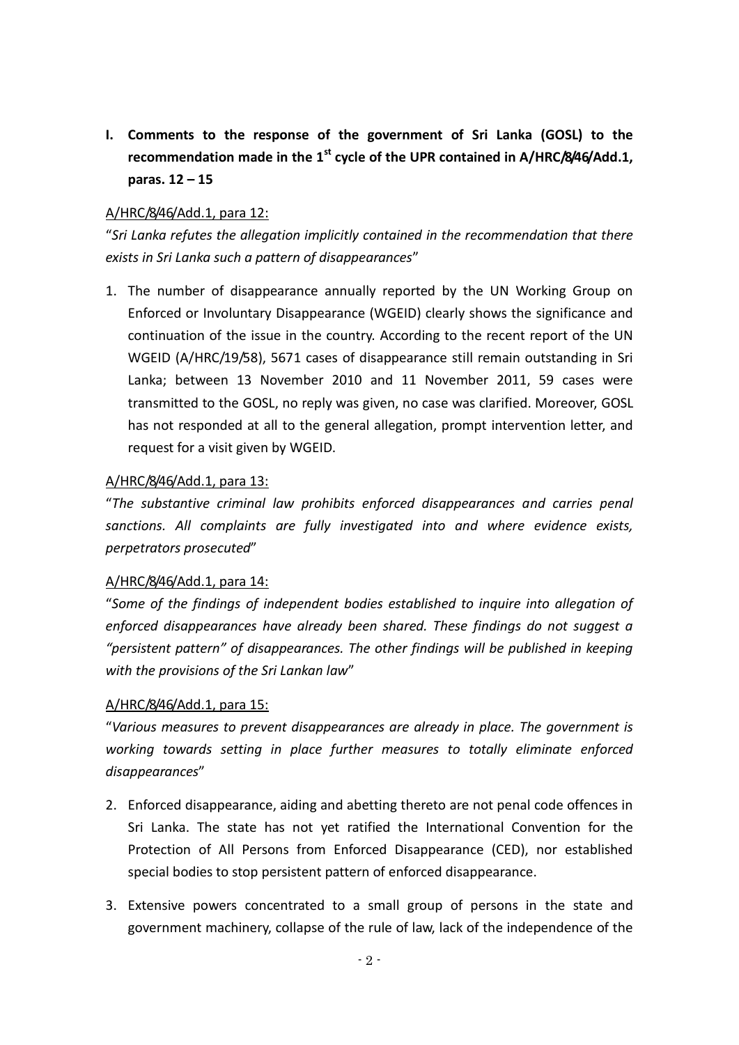## I. Comments to the response of the government of Sri Lanka (GOSL) to the recommendation made in the 1st cycle of the UPR contained in A/HRC/8/46/Add.1, paras. 12 – 15

A/HRC/8/46/Add.1, para 12:

"*Sri Lanka refutes the allegation implicitly contained in the recommendation that there exists in Sri Lanka such a pattern of disappearances*"

1. The number of disappearance annually reported by the UN Working Group on Enforced or Involuntary Disappearance (WGEID) clearly shows the significance and continuation of the issue in the country. According to the recent report of the UN WGEID (A/HRC/19/58), 5671 cases of disappearance still remain outstanding in Sri Lanka; between 13 November 2010 and 11 November 2011, 59 cases were transmitted to the GOSL, no reply was given, no case was clarified. Moreover, GOSL has not responded at all to the general allegation, prompt intervention letter, and request for a visit given by WGEID.

A/HRC/8/46/Add.1, para 13:

"*The substantive criminal law prohibits enforced disappearances and carries penal sanctions. All complaints are fully investigated into and where evidence exists, perpetrators prosecuted*"

A/HRC/8/46/Add.1, para 14:

"*Some of the findings of independent bodies established to inquire into allegation of enforced disappearances have already been shared. These findings do not suggest a "persistent pattern" of disappearances. The other findings will be published in keeping with the provisions of the Sri Lankan law*"

A/HRC/8/46/Add.1, para 15:

"*Various measures to prevent disappearances are already in place. The government is working towards setting in place further measures to totally eliminate enforced disappearances*"

2. Enforced disappearance, aiding and abetting thereto are not penal code offences in Sri Lanka. The state has not yet ratified the International Convention for the Protection of All Persons from Enforced Disappearance (CED), nor established special bodies to stop persistent pattern of enforced disappearance.

3. Extensive powers concentrated to a small group of persons in the state and government machinery, collapse of the rule of law, lack of the independence of the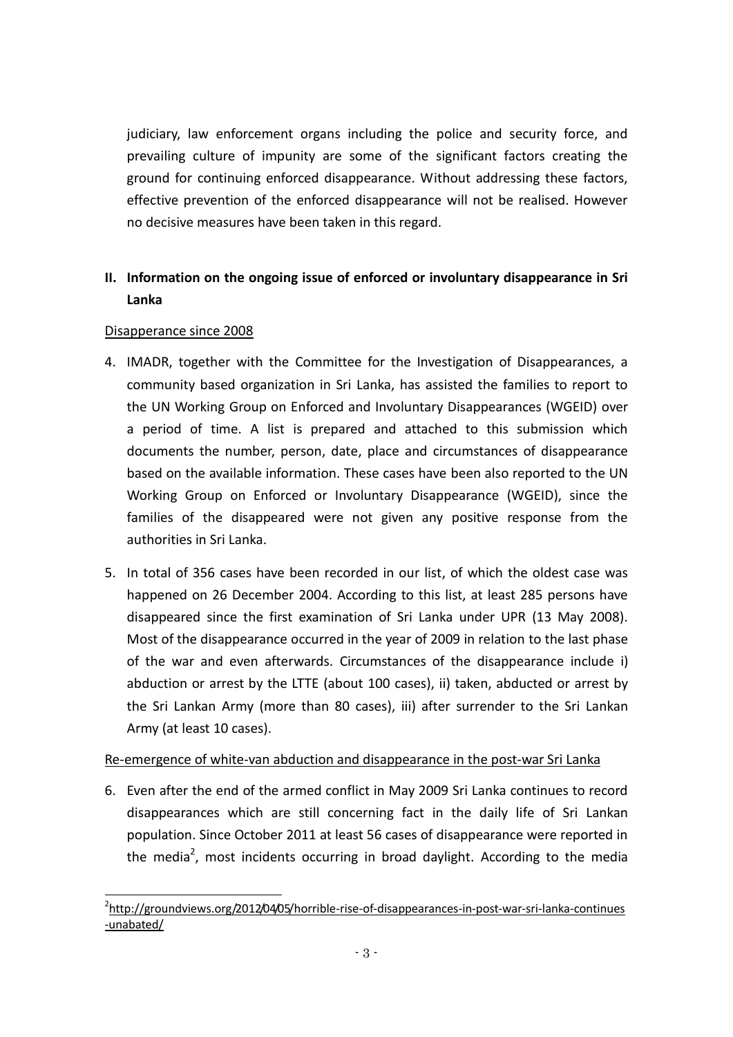judiciary, law enforcement organs including the police and security force, and prevailing culture of impunity are some of the significant factors creating the ground for continuing enforced disappearance. Without addressing these factors, effective prevention of the enforced disappearance will not be realised. However no decisive measures have been taken in this regard.

## II. Information on the ongoing issue of enforced or involuntary disappearance in Sri Lanka

Disapperance since 2008

4. IMADR, together with the Committee for the Investigation of Disappearances, a community based organization in Sri Lanka, has assisted the families to report to the UN Working Group on Enforced and Involuntary Disappearances (WGEID) over a period of time. A list is prepared and attached to this submission which documents the number, person, date, place and circumstances of disappearance based on the available information. These cases have been also reported to the UN Working Group on Enforced or Involuntary Disappearance (WGEID), since the families of the disappeared were not given any positive response from the authorities in Sri Lanka.

5. In total of 356 cases have been recorded in our list, of which the oldest case was happened on 26 December 2004. According to this list, at least 285 persons have disappeared since the first examination of Sri Lanka under UPR (13 May 2008). Most of the disappearance occurred in the year of 2009 in relation to the last phase of the war and even afterwards. Circumstances of the disappearance include i) abduction or arrest by the LTTE (about 100 cases), ii) taken, abducted or arrest by the Sri Lankan Army (more than 80 cases), iii) after surrender to the Sri Lankan Army (at least 10 cases).

Re-emergence of white-van abduction and disappearance in the post-war Sri Lanka

6. Even after the end of the armed conflict in May 2009 Sri Lanka continues to record disappearances which are still concerning fact in the daily life of Sri Lankan population. Since October 2011 at least 56 cases of disappearance were reported in the media[2], most incidents occurring in broad daylight. According to the media

[2] http://groundviews.org/2012/04/05/horrible-rise-of-disappearances-in-post-war-sri-lanka-continues-unabated/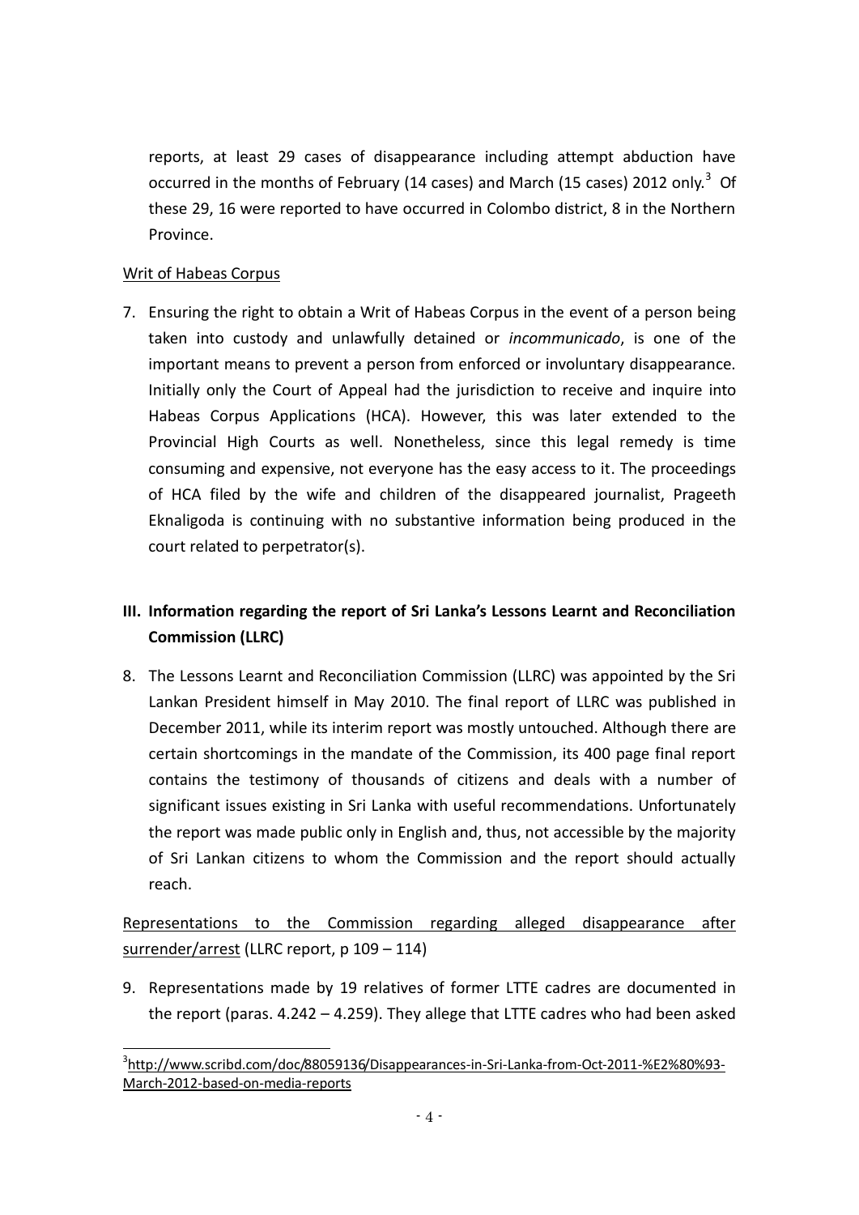reports, at least 29 cases of disappearance including attempt abduction have occurred in the months of February (14 cases) and March (15 cases) 2012 only.[3] Of these 29, 16 were reported to have occurred in Colombo district, 8 in the Northern Province.

Writ of Habeas Corpus

7. Ensuring the right to obtain a Writ of Habeas Corpus in the event of a person being taken into custody and unlawfully detained or *incommunicado*, is one of the important means to prevent a person from enforced or involuntary disappearance. Initially only the Court of Appeal had the jurisdiction to receive and inquire into Habeas Corpus Applications (HCA). However, this was later extended to the Provincial High Courts as well. Nonetheless, since this legal remedy is time consuming and expensive, not everyone has the easy access to it. The proceedings of HCA filed by the wife and children of the disappeared journalist, Prageeth Eknaligoda is continuing with no substantive information being produced in the court related to perpetrator(s).

## III. Information regarding the report of Sri Lanka's Lessons Learnt and Reconciliation Commission (LLRC)

8. The Lessons Learnt and Reconciliation Commission (LLRC) was appointed by the Sri Lankan President himself in May 2010. The final report of LLRC was published in December 2011, while its interim report was mostly untouched. Although there are certain shortcomings in the mandate of the Commission, its 400 page final report contains the testimony of thousands of citizens and deals with a number of significant issues existing in Sri Lanka with useful recommendations. Unfortunately the report was made public only in English and, thus, not accessible by the majority of Sri Lankan citizens to whom the Commission and the report should actually reach.

Representations to the Commission regarding alleged disappearance after surrender/arrest (LLRC report, p 109 – 114)

9. Representations made by 19 relatives of former LTTE cadres are documented in the report (paras. 4.242 – 4.259). They allege that LTTE cadres who had been asked

---

[3] http://www.scribd.com/doc/88059136/Disappearances-in-Sri-Lanka-from-Oct-2011-%E2%80%93-March-2012-based-on-media-reports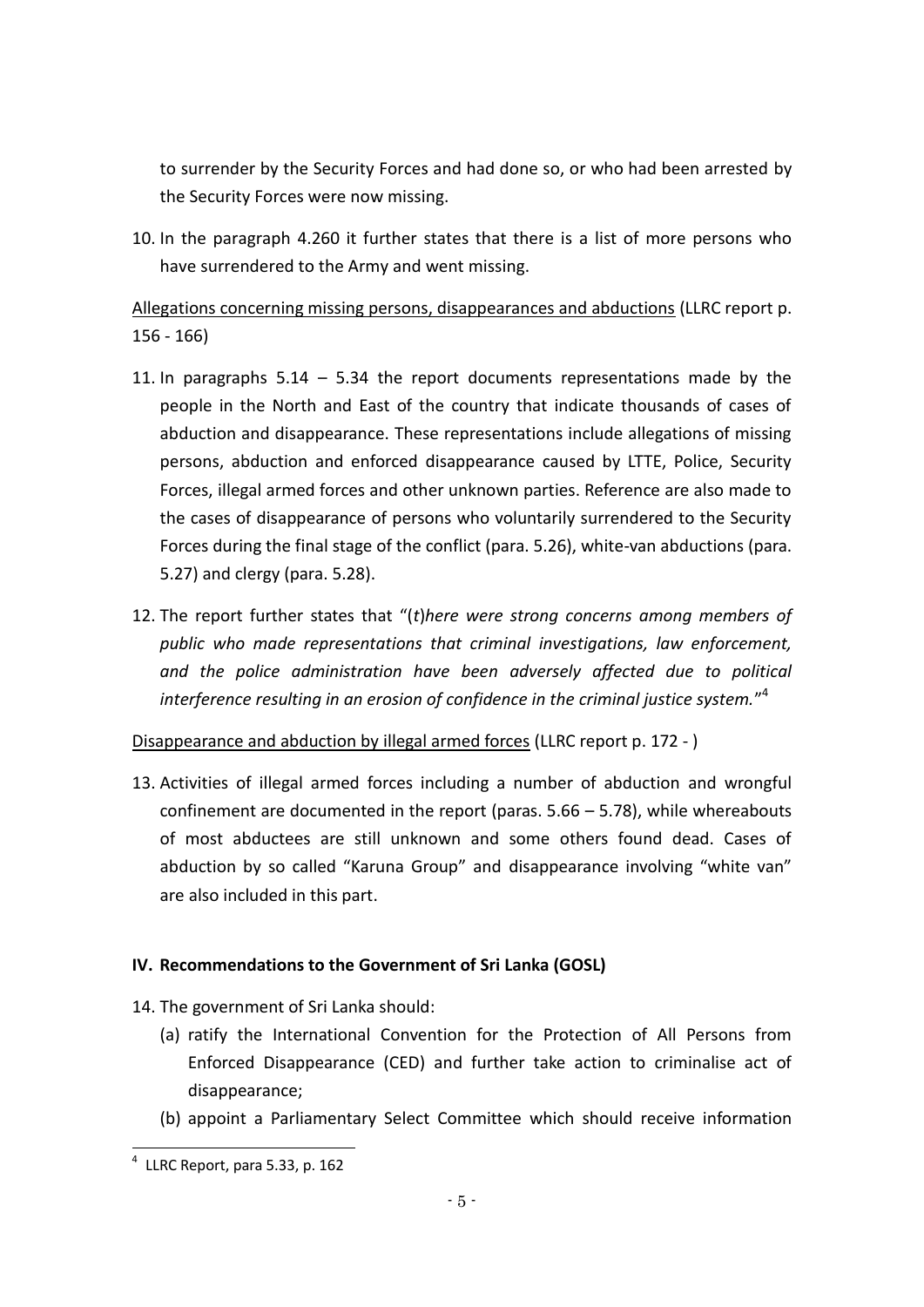to surrender by the Security Forces and had done so, or who had been arrested by the Security Forces were now missing.

10. In the paragraph 4.260 it further states that there is a list of more persons who have surrendered to the Army and went missing.

<u>Allegations concerning missing persons, disappearances and abductions</u> (LLRC report p. 156 - 166)

11. In paragraphs 5.14 – 5.34 the report documents representations made by the people in the North and East of the country that indicate thousands of cases of abduction and disappearance. These representations include allegations of missing persons, abduction and enforced disappearance caused by LTTE, Police, Security Forces, illegal armed forces and other unknown parties. Reference are also made to the cases of disappearance of persons who voluntarily surrendered to the Security Forces during the final stage of the conflict (para. 5.26), white-van abductions (para. 5.27) and clergy (para. 5.28).

12. The report further states that "(*t*)*here were strong concerns among members of public who made representations that criminal investigations, law enforcement, and the police administration have been adversely affected due to political interference resulting in an erosion of confidence in the criminal justice system.*"[4]

<u>Disappearance and abduction by illegal armed forces</u> (LLRC report p. 172 - )

13. Activities of illegal armed forces including a number of abduction and wrongful confinement are documented in the report (paras. 5.66 – 5.78), while whereabouts of most abductees are still unknown and some others found dead. Cases of abduction by so called "Karuna Group" and disappearance involving "white van" are also included in this part.

## IV. Recommendations to the Government of Sri Lanka (GOSL)

14. The government of Sri Lanka should:
    (a) ratify the International Convention for the Protection of All Persons from Enforced Disappearance (CED) and further take action to criminalise act of disappearance;
    (b) appoint a Parliamentary Select Committee which should receive information

[4] LLRC Report, para 5.33, p. 162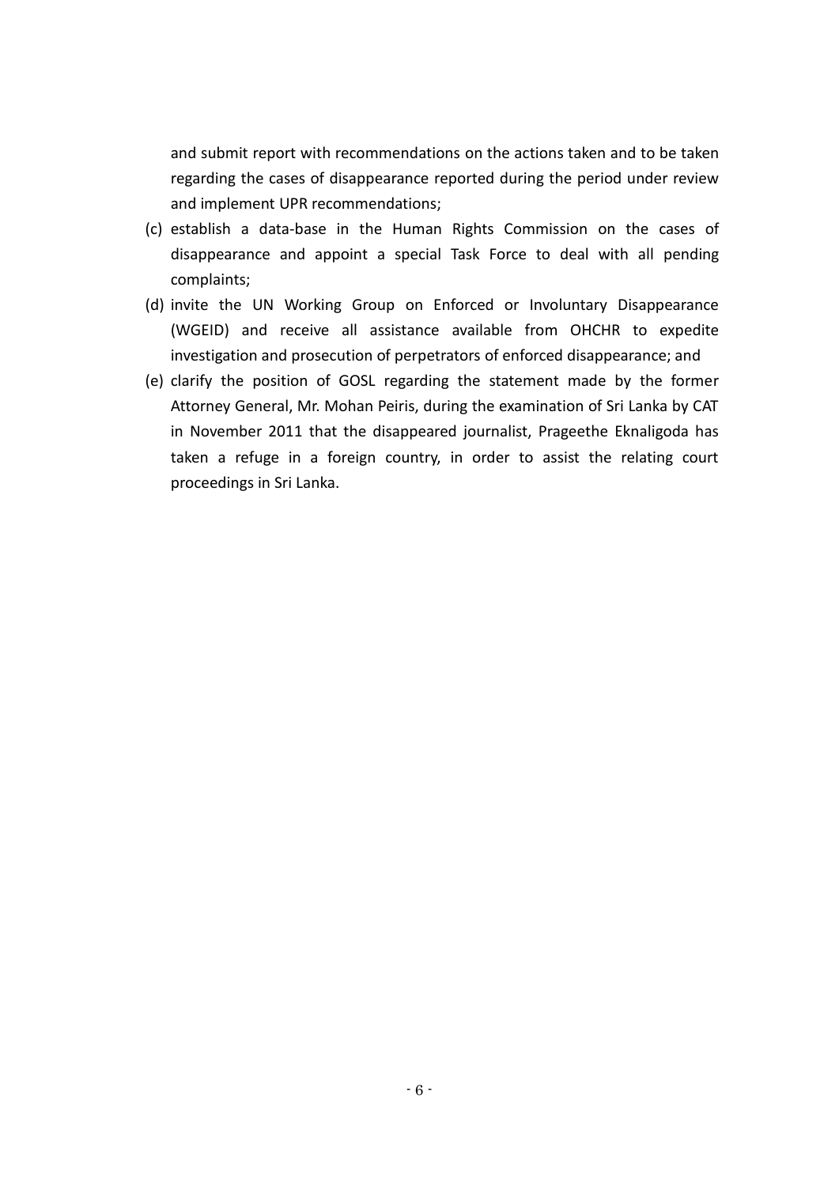and submit report with recommendations on the actions taken and to be taken regarding the cases of disappearance reported during the period under review and implement UPR recommendations;

(c) establish a data-base in the Human Rights Commission on the cases of disappearance and appoint a special Task Force to deal with all pending complaints;

(d) invite the UN Working Group on Enforced or Involuntary Disappearance (WGEID) and receive all assistance available from OHCHR to expedite investigation and prosecution of perpetrators of enforced disappearance; and

(e) clarify the position of GOSL regarding the statement made by the former Attorney General, Mr. Mohan Peiris, during the examination of Sri Lanka by CAT in November 2011 that the disappeared journalist, Prageethe Eknaligoda has taken a refuge in a foreign country, in order to assist the relating court proceedings in Sri Lanka.